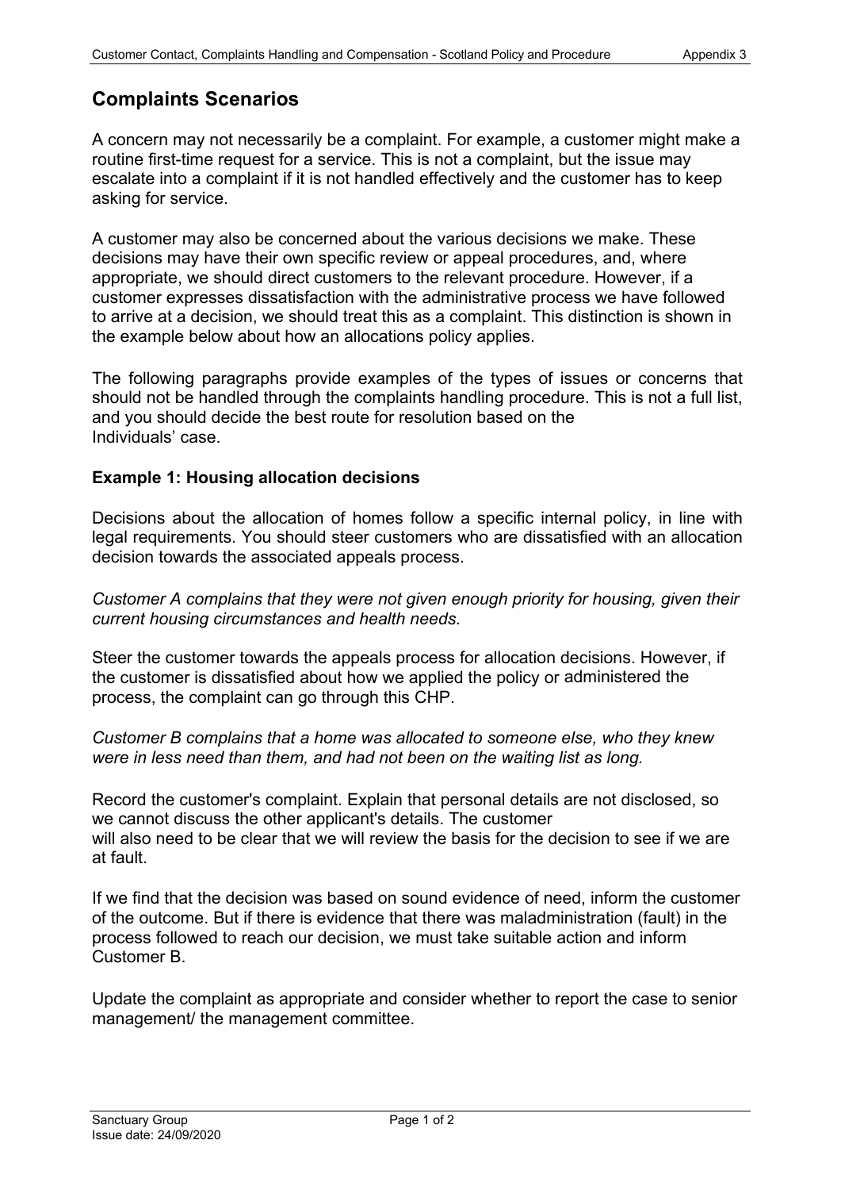## Complaints Scenarios

A concern may not necessarily be a complaint. For example, a customer might make a routine first-time request for a service. This is not a complaint, but the issue may escalate into a complaint if it is not handled effectively and the customer has to keep asking for service.

A customer may also be concerned about the various decisions we make. These decisions may have their own specific review or appeal procedures, and, where appropriate, we should direct customers to the relevant procedure. However, if a customer expresses dissatisfaction with the administrative process we have followed to arrive at a decision, we should treat this as a complaint. This distinction is shown in the example below about how an allocations policy applies.

The following paragraphs provide examples of the types of issues or concerns that should not be handled through the complaints handling procedure. This is not a full list, and you should decide the best route for resolution based on the Individuals' case.

### Example 1: Housing allocation decisions

Decisions about the allocation of homes follow a specific internal policy, in line with legal requirements. You should steer customers who are dissatisfied with an allocation decision towards the associated appeals process.

*Customer A complains that they were not given enough priority for housing, given their current housing circumstances and health needs.*

Steer the customer towards the appeals process for allocation decisions. However, if the customer is dissatisfied about how we applied the policy or administered the process, the complaint can go through this CHP.

*Customer B complains that a home was allocated to someone else, who they knew were in less need than them, and had not been on the waiting list as long.*

Record the customer's complaint. Explain that personal details are not disclosed, so we cannot discuss the other applicant's details. The customer will also need to be clear that we will review the basis for the decision to see if we are at fault.

If we find that the decision was based on sound evidence of need, inform the customer of the outcome. But if there is evidence that there was maladministration (fault) in the process followed to reach our decision, we must take suitable action and inform Customer B.

Update the complaint as appropriate and consider whether to report the case to senior management/ the management committee.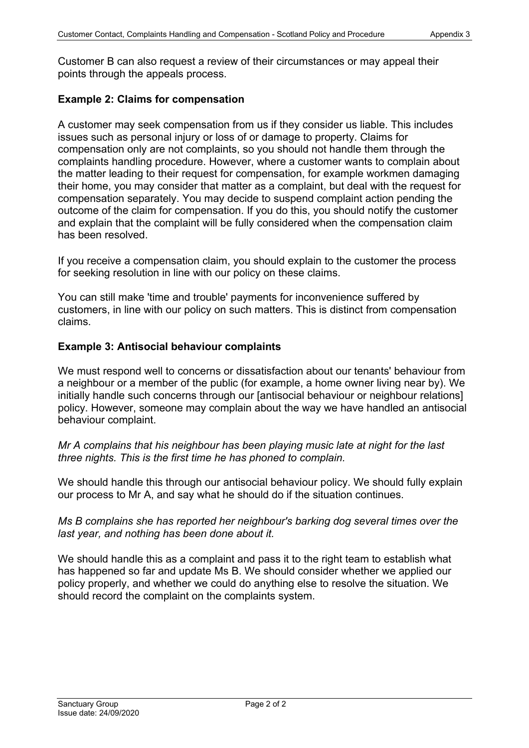Customer B can also request a review of their circumstances or may appeal their points through the appeals process.

**Example 2: Claims for compensation**

A customer may seek compensation from us if they consider us liable. This includes issues such as personal injury or loss of or damage to property. Claims for compensation only are not complaints, so you should not handle them through the complaints handling procedure. However, where a customer wants to complain about the matter leading to their request for compensation, for example workmen damaging their home, you may consider that matter as a complaint, but deal with the request for compensation separately. You may decide to suspend complaint action pending the outcome of the claim for compensation. If you do this, you should notify the customer and explain that the complaint will be fully considered when the compensation claim has been resolved.

If you receive a compensation claim, you should explain to the customer the process for seeking resolution in line with our policy on these claims.

You can still make 'time and trouble' payments for inconvenience suffered by customers, in line with our policy on such matters. This is distinct from compensation claims.

**Example 3: Antisocial behaviour complaints**

We must respond well to concerns or dissatisfaction about our tenants' behaviour from a neighbour or a member of the public (for example, a home owner living near by). We initially handle such concerns through our [antisocial behaviour or neighbour relations] policy. However, someone may complain about the way we have handled an antisocial behaviour complaint.

*Mr A complains that his neighbour has been playing music late at night for the last three nights. This is the first time he has phoned to complain.*

We should handle this through our antisocial behaviour policy. We should fully explain our process to Mr A, and say what he should do if the situation continues.

*Ms B complains she has reported her neighbour's barking dog several times over the last year, and nothing has been done about it.*

We should handle this as a complaint and pass it to the right team to establish what has happened so far and update Ms B. We should consider whether we applied our policy properly, and whether we could do anything else to resolve the situation. We should record the complaint on the complaints system.